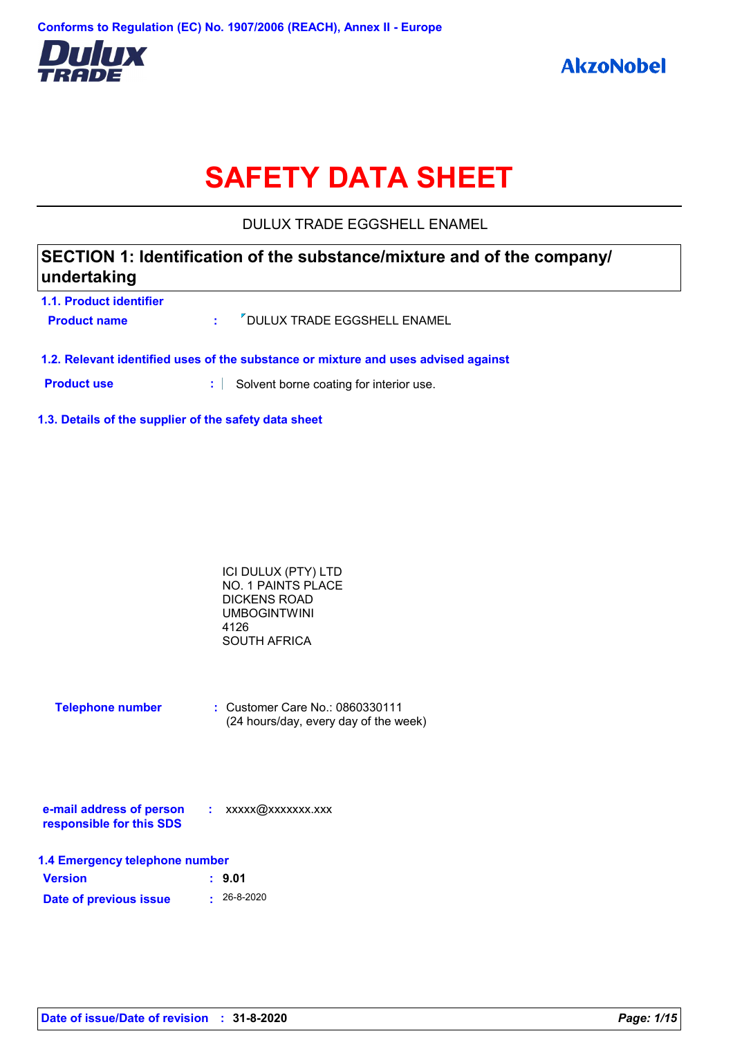Conforms to Regulation (EC) No. 1907/2006 (REACH), Annex II - Europe

Dulux TRADE

AkzoNobel

# SAFETY DATA SHEET

DULUX TRADE EGGSHELL ENAMEL

## SECTION 1: Identification of the substance/mixture and of the company/ undertaking

### 1.1. Product identifier

**Product name** : DULUX TRADE EGGSHELL ENAMEL

### 1.2. Relevant identified uses of the substance or mixture and uses advised against

**Product use** : Solvent borne coating for interior use.

### 1.3. Details of the supplier of the safety data sheet

ICI DULUX (PTY) LTD
NO. 1 PAINTS PLACE
DICKENS ROAD
UMBOGINTWINI
4126
SOUTH AFRICA

**Telephone number** : Customer Care No.: 0860330111
(24 hours/day, every day of the week)

**e-mail address of person responsible for this SDS** : xxxxx@xxxxxxx.xxx

### 1.4 Emergency telephone number

**Version** : **9.01**

**Date of previous issue** : 26-8-2020

**Date of issue/Date of revision** : **31-8-2020**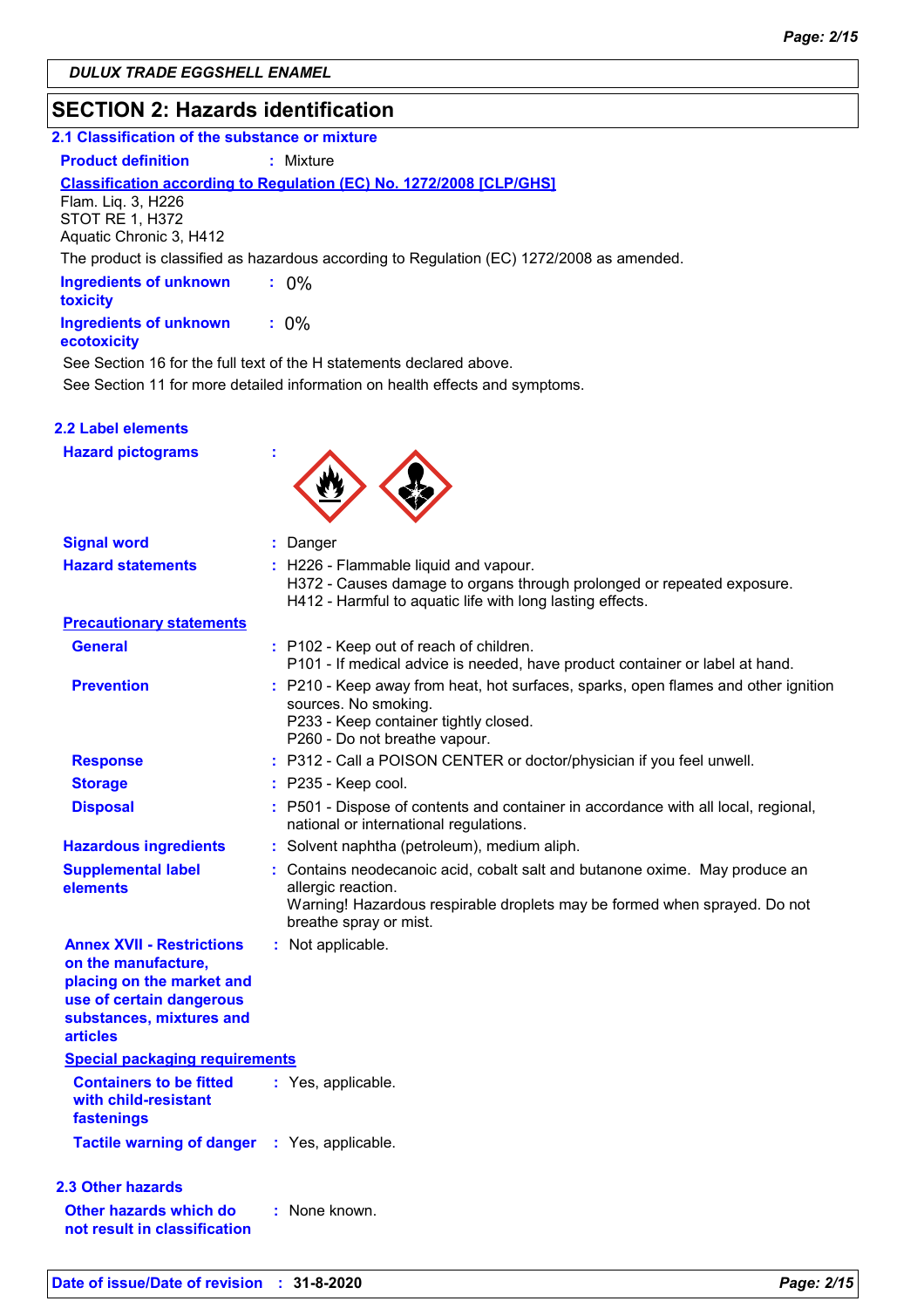DULUX TRADE EGGSHELL ENAMEL

## SECTION 2: Hazards identification

### 2.1 Classification of the substance or mixture

**Product definition** : Mixture

**Classification according to Regulation (EC) No. 1272/2008 [CLP/GHS]**

Flam. Liq. 3, H226
STOT RE 1, H372
Aquatic Chronic 3, H412

The product is classified as hazardous according to Regulation (EC) 1272/2008 as amended.

**Ingredients of unknown toxicity** : 0%

**Ingredients of unknown ecotoxicity** : 0%

See Section 16 for the full text of the H statements declared above.

See Section 11 for more detailed information on health effects and symptoms.

### 2.2 Label elements

**Hazard pictograms** :

**Signal word** : Danger

**Hazard statements** : H226 - Flammable liquid and vapour.
H372 - Causes damage to organs through prolonged or repeated exposure.
H412 - Harmful to aquatic life with long lasting effects.

**Precautionary statements**

**General** : P102 - Keep out of reach of children.
P101 - If medical advice is needed, have product container or label at hand.

**Prevention** : P210 - Keep away from heat, hot surfaces, sparks, open flames and other ignition sources. No smoking.
P233 - Keep container tightly closed.
P260 - Do not breathe vapour.

**Response** : P312 - Call a POISON CENTER or doctor/physician if you feel unwell.

**Storage** : P235 - Keep cool.

**Disposal** : P501 - Dispose of contents and container in accordance with all local, regional, national or international regulations.

**Hazardous ingredients** : Solvent naphtha (petroleum), medium aliph.

**Supplemental label elements** : Contains neodecanoic acid, cobalt salt and butanone oxime. May produce an allergic reaction.
Warning! Hazardous respirable droplets may be formed when sprayed. Do not breathe spray or mist.

**Annex XVII - Restrictions on the manufacture, placing on the market and use of certain dangerous substances, mixtures and articles** : Not applicable.

**Special packaging requirements**

**Containers to be fitted with child-resistant fastenings** : Yes, applicable.

**Tactile warning of danger** : Yes, applicable.

### 2.3 Other hazards

**Other hazards which do not result in classification** : None known.

**Date of issue/Date of revision** : 31-8-2020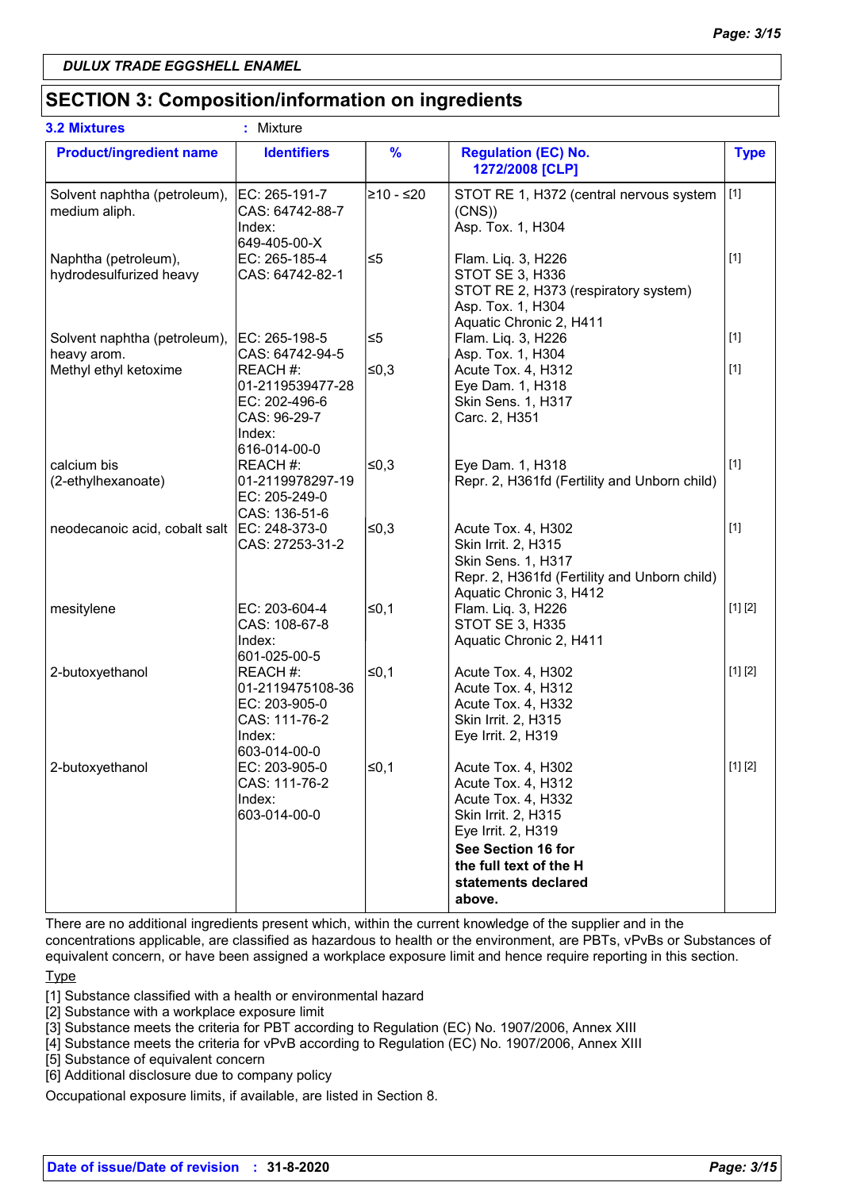**DULUX TRADE EGGSHELL ENAMEL**

## SECTION 3: Composition/information on ingredients

**3.2 Mixtures** : Mixture

| Product/ingredient name | Identifiers | % | Regulation (EC) No. 1272/2008 [CLP] | Type |
|---|---|---|---|---|
| Solvent naphtha (petroleum), medium aliph. | EC: 265-191-7<br>CAS: 64742-88-7<br>Index: 649-405-00-X | ≥10 - ≤20 | STOT RE 1, H372 (central nervous system (CNS))<br>Asp. Tox. 1, H304 | [1] |
| Naphtha (petroleum), hydrodesulfurized heavy | EC: 265-185-4<br>CAS: 64742-82-1 | ≤5 | Flam. Liq. 3, H226<br>STOT SE 3, H336<br>STOT RE 2, H373 (respiratory system)<br>Asp. Tox. 1, H304<br>Aquatic Chronic 2, H411 | [1] |
| Solvent naphtha (petroleum), heavy arom. | EC: 265-198-5<br>CAS: 64742-94-5 | ≤5 | Flam. Liq. 3, H226<br>Asp. Tox. 1, H304 | [1] |
| Methyl ethyl ketoxime | REACH #: 01-2119539477-28<br>EC: 202-496-6<br>CAS: 96-29-7<br>Index: 616-014-00-0 | ≤0,3 | Acute Tox. 4, H312<br>Eye Dam. 1, H318<br>Skin Sens. 1, H317<br>Carc. 2, H351 | [1] |
| calcium bis (2-ethylhexanoate) | REACH #: 01-2119978297-19<br>EC: 205-249-0<br>CAS: 136-51-6 | ≤0,3 | Eye Dam. 1, H318<br>Repr. 2, H361fd (Fertility and Unborn child) | [1] |
| neodecanoic acid, cobalt salt | EC: 248-373-0<br>CAS: 27253-31-2 | ≤0,3 | Acute Tox. 4, H302<br>Skin Irrit. 2, H315<br>Skin Sens. 1, H317<br>Repr. 2, H361fd (Fertility and Unborn child)<br>Aquatic Chronic 3, H412 | [1] |
| mesitylene | EC: 203-604-4<br>CAS: 108-67-8<br>Index: 601-025-00-5 | ≤0,1 | Flam. Liq. 3, H226<br>STOT SE 3, H335<br>Aquatic Chronic 2, H411 | [1] [2] |
| 2-butoxyethanol | REACH #: 01-2119475108-36<br>EC: 203-905-0<br>CAS: 111-76-2<br>Index: 603-014-00-0 | ≤0,1 | Acute Tox. 4, H302<br>Acute Tox. 4, H312<br>Acute Tox. 4, H332<br>Skin Irrit. 2, H315<br>Eye Irrit. 2, H319 | [1] [2] |
| 2-butoxyethanol | EC: 203-905-0<br>CAS: 111-76-2<br>Index: 603-014-00-0 | ≤0,1 | Acute Tox. 4, H302<br>Acute Tox. 4, H312<br>Acute Tox. 4, H332<br>Skin Irrit. 2, H315<br>Eye Irrit. 2, H319<br>**See Section 16 for the full text of the H statements declared above.** | [1] [2] |

There are no additional ingredients present which, within the current knowledge of the supplier and in the concentrations applicable, are classified as hazardous to health or the environment, are PBTs, vPvBs or Substances of equivalent concern, or have been assigned a workplace exposure limit and hence require reporting in this section.

Type

[1] Substance classified with a health or environmental hazard
[2] Substance with a workplace exposure limit
[3] Substance meets the criteria for PBT according to Regulation (EC) No. 1907/2006, Annex XIII
[4] Substance meets the criteria for vPvB according to Regulation (EC) No. 1907/2006, Annex XIII
[5] Substance of equivalent concern
[6] Additional disclosure due to company policy

Occupational exposure limits, if available, are listed in Section 8.

**Date of issue/Date of revision : 31-8-2020**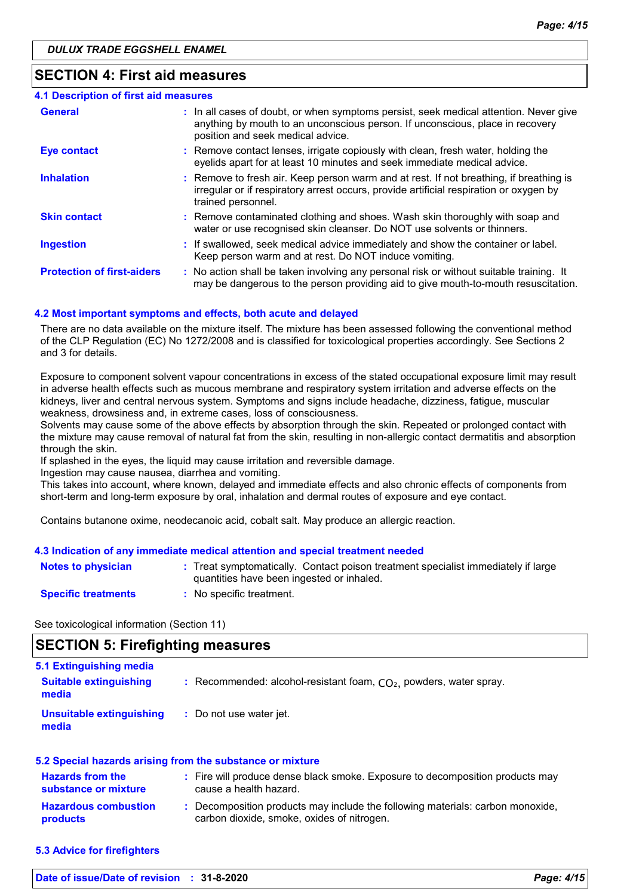DULUX TRADE EGGSHELL ENAMEL

## SECTION 4: First aid measures

### 4.1 Description of first aid measures

| | |
|---|---|
| **General** | : In all cases of doubt, or when symptoms persist, seek medical attention. Never give anything by mouth to an unconscious person. If unconscious, place in recovery position and seek medical advice. |
| **Eye contact** | : Remove contact lenses, irrigate copiously with clean, fresh water, holding the eyelids apart for at least 10 minutes and seek immediate medical advice. |
| **Inhalation** | : Remove to fresh air. Keep person warm and at rest. If not breathing, if breathing is irregular or if respiratory arrest occurs, provide artificial respiration or oxygen by trained personnel. |
| **Skin contact** | : Remove contaminated clothing and shoes. Wash skin thoroughly with soap and water or use recognised skin cleanser. Do NOT use solvents or thinners. |
| **Ingestion** | : If swallowed, seek medical advice immediately and show the container or label. Keep person warm and at rest. Do NOT induce vomiting. |
| **Protection of first-aiders** | : No action shall be taken involving any personal risk or without suitable training. It may be dangerous to the person providing aid to give mouth-to-mouth resuscitation. |

### 4.2 Most important symptoms and effects, both acute and delayed

There are no data available on the mixture itself. The mixture has been assessed following the conventional method of the CLP Regulation (EC) No 1272/2008 and is classified for toxicological properties accordingly. See Sections 2 and 3 for details.

Exposure to component solvent vapour concentrations in excess of the stated occupational exposure limit may result in adverse health effects such as mucous membrane and respiratory system irritation and adverse effects on the kidneys, liver and central nervous system. Symptoms and signs include headache, dizziness, fatigue, muscular weakness, drowsiness and, in extreme cases, loss of consciousness.
Solvents may cause some of the above effects by absorption through the skin. Repeated or prolonged contact with the mixture may cause removal of natural fat from the skin, resulting in non-allergic contact dermatitis and absorption through the skin.
If splashed in the eyes, the liquid may cause irritation and reversible damage.
Ingestion may cause nausea, diarrhea and vomiting.
This takes into account, where known, delayed and immediate effects and also chronic effects of components from short-term and long-term exposure by oral, inhalation and dermal routes of exposure and eye contact.

Contains butanone oxime, neodecanoic acid, cobalt salt. May produce an allergic reaction.

### 4.3 Indication of any immediate medical attention and special treatment needed

| | |
|---|---|
| **Notes to physician** | : Treat symptomatically. Contact poison treatment specialist immediately if large quantities have been ingested or inhaled. |
| **Specific treatments** | : No specific treatment. |

See toxicological information (Section 11)

## SECTION 5: Firefighting measures

### 5.1 Extinguishing media

| | |
|---|---|
| **Suitable extinguishing media** | : Recommended: alcohol-resistant foam, $CO_2$, powders, water spray. |
| **Unsuitable extinguishing media** | : Do not use water jet. |

### 5.2 Special hazards arising from the substance or mixture

| | |
|---|---|
| **Hazards from the substance or mixture** | : Fire will produce dense black smoke. Exposure to decomposition products may cause a health hazard. |
| **Hazardous combustion products** | : Decomposition products may include the following materials: carbon monoxide, carbon dioxide, smoke, oxides of nitrogen. |

### 5.3 Advice for firefighters

Date of issue/Date of revision : 31-8-2020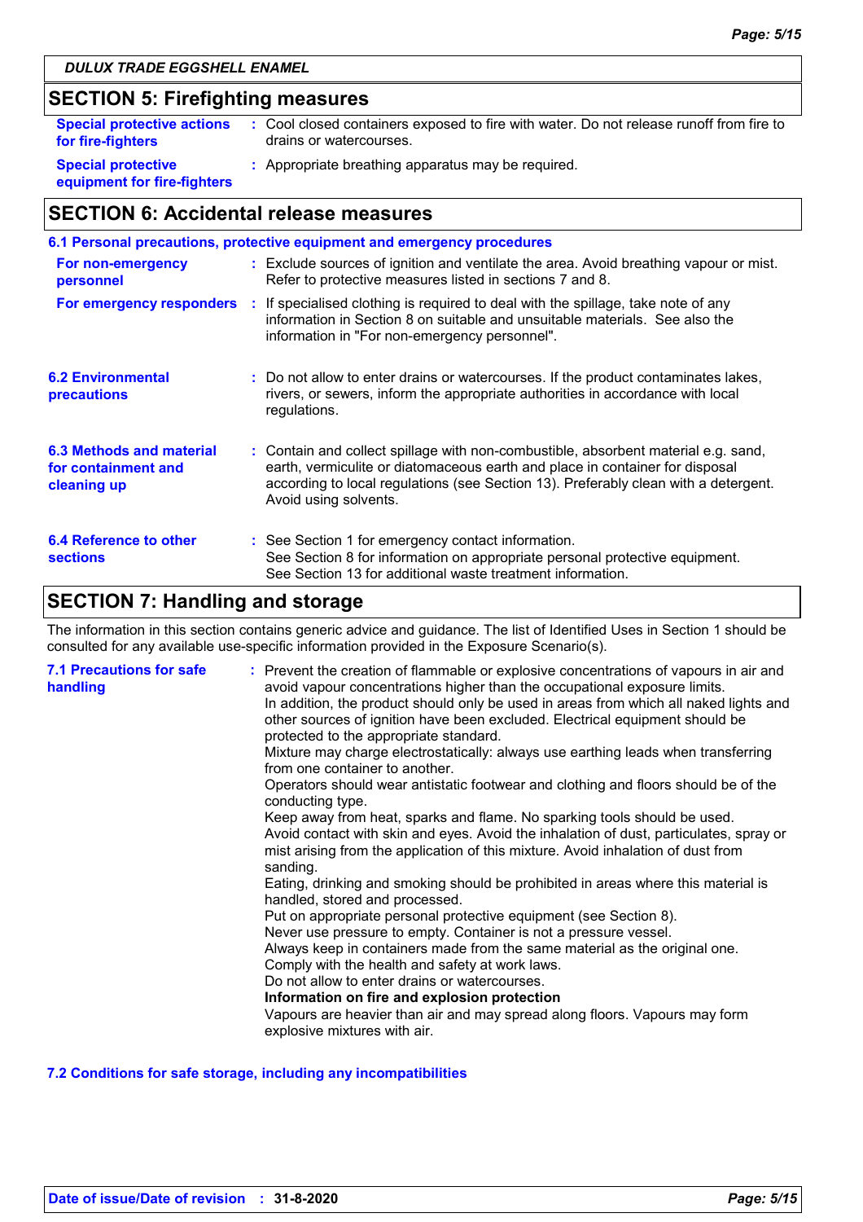## SECTION 5: Firefighting measures

**Special protective actions for fire-fighters** : Cool closed containers exposed to fire with water. Do not release runoff from fire to drains or watercourses.

**Special protective equipment for fire-fighters** : Appropriate breathing apparatus may be required.

## SECTION 6: Accidental release measures

### 6.1 Personal precautions, protective equipment and emergency procedures

**For non-emergency personnel** : Exclude sources of ignition and ventilate the area. Avoid breathing vapour or mist. Refer to protective measures listed in sections 7 and 8.

**For emergency responders** : If specialised clothing is required to deal with the spillage, take note of any information in Section 8 on suitable and unsuitable materials. See also the information in "For non-emergency personnel".

**6.2 Environmental precautions** : Do not allow to enter drains or watercourses. If the product contaminates lakes, rivers, or sewers, inform the appropriate authorities in accordance with local regulations.

**6.3 Methods and material for containment and cleaning up** : Contain and collect spillage with non-combustible, absorbent material e.g. sand, earth, vermiculite or diatomaceous earth and place in container for disposal according to local regulations (see Section 13). Preferably clean with a detergent. Avoid using solvents.

**6.4 Reference to other sections** : See Section 1 for emergency contact information.
See Section 8 for information on appropriate personal protective equipment.
See Section 13 for additional waste treatment information.

## SECTION 7: Handling and storage

The information in this section contains generic advice and guidance. The list of Identified Uses in Section 1 should be consulted for any available use-specific information provided in the Exposure Scenario(s).

**7.1 Precautions for safe handling** : Prevent the creation of flammable or explosive concentrations of vapours in air and avoid vapour concentrations higher than the occupational exposure limits.
In addition, the product should only be used in areas from which all naked lights and other sources of ignition have been excluded. Electrical equipment should be protected to the appropriate standard.
Mixture may charge electrostatically: always use earthing leads when transferring from one container to another.
Operators should wear antistatic footwear and clothing and floors should be of the conducting type.
Keep away from heat, sparks and flame. No sparking tools should be used.
Avoid contact with skin and eyes. Avoid the inhalation of dust, particulates, spray or mist arising from the application of this mixture. Avoid inhalation of dust from sanding.
Eating, drinking and smoking should be prohibited in areas where this material is handled, stored and processed.
Put on appropriate personal protective equipment (see Section 8).
Never use pressure to empty. Container is not a pressure vessel.
Always keep in containers made from the same material as the original one.
Comply with the health and safety at work laws.
Do not allow to enter drains or watercourses.
**Information on fire and explosion protection**
Vapours are heavier than air and may spread along floors. Vapours may form explosive mixtures with air.

### 7.2 Conditions for safe storage, including any incompatibilities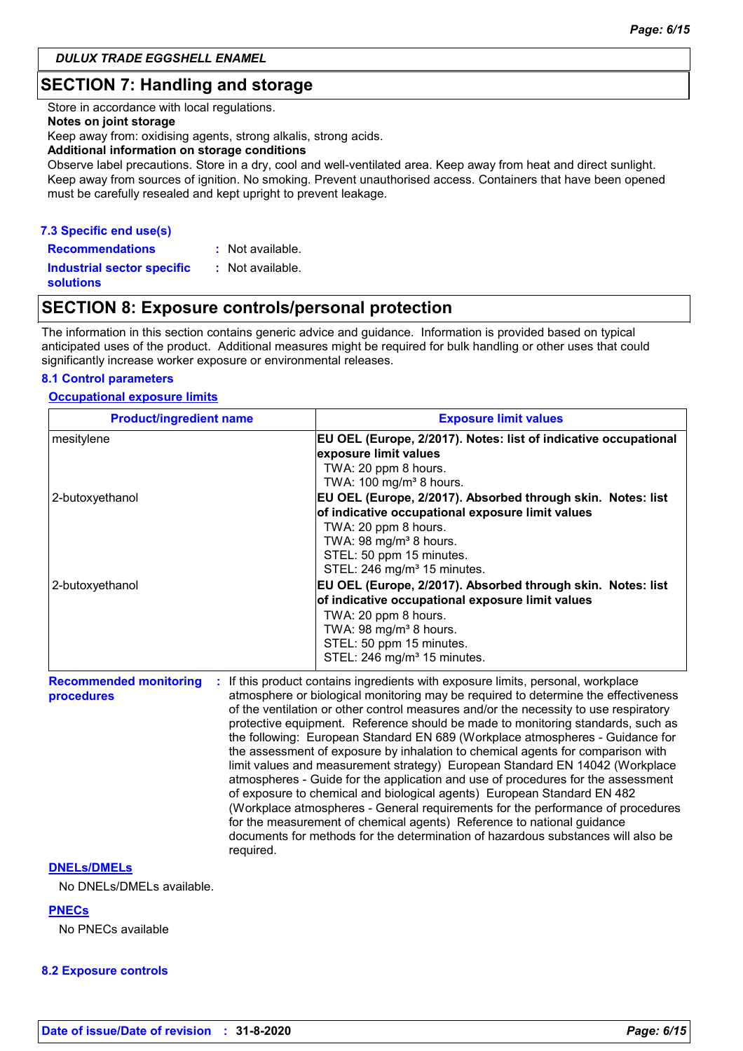## SECTION 7: Handling and storage

Store in accordance with local regulations.

**Notes on joint storage**

Keep away from: oxidising agents, strong alkalis, strong acids.

**Additional information on storage conditions**

Observe label precautions. Store in a dry, cool and well-ventilated area. Keep away from heat and direct sunlight. Keep away from sources of ignition. No smoking. Prevent unauthorised access. Containers that have been opened must be carefully resealed and kept upright to prevent leakage.

### 7.3 Specific end use(s)

**Recommendations** : Not available.

**Industrial sector specific solutions** : Not available.

## SECTION 8: Exposure controls/personal protection

The information in this section contains generic advice and guidance. Information is provided based on typical anticipated uses of the product. Additional measures might be required for bulk handling or other uses that could significantly increase worker exposure or environmental releases.

### 8.1 Control parameters

**Occupational exposure limits**

| Product/ingredient name | Exposure limit values |
|---|---|
| mesitylene | **EU OEL (Europe, 2/2017). Notes: list of indicative occupational exposure limit values**<br>TWA: 20 ppm 8 hours.<br>TWA: 100 mg/m³ 8 hours. |
| 2-butoxyethanol | **EU OEL (Europe, 2/2017). Absorbed through skin. Notes: list of indicative occupational exposure limit values**<br>TWA: 20 ppm 8 hours.<br>TWA: 98 mg/m³ 8 hours.<br>STEL: 50 ppm 15 minutes.<br>STEL: 246 mg/m³ 15 minutes. |
| 2-butoxyethanol | **EU OEL (Europe, 2/2017). Absorbed through skin. Notes: list of indicative occupational exposure limit values**<br>TWA: 20 ppm 8 hours.<br>TWA: 98 mg/m³ 8 hours.<br>STEL: 50 ppm 15 minutes.<br>STEL: 246 mg/m³ 15 minutes. |

**Recommended monitoring procedures** : If this product contains ingredients with exposure limits, personal, workplace atmosphere or biological monitoring may be required to determine the effectiveness of the ventilation or other control measures and/or the necessity to use respiratory protective equipment. Reference should be made to monitoring standards, such as the following: European Standard EN 689 (Workplace atmospheres - Guidance for the assessment of exposure by inhalation to chemical agents for comparison with limit values and measurement strategy) European Standard EN 14042 (Workplace atmospheres - Guide for the application and use of procedures for the assessment of exposure to chemical and biological agents) European Standard EN 482 (Workplace atmospheres - General requirements for the performance of procedures for the measurement of chemical agents) Reference to national guidance documents for methods for the determination of hazardous substances will also be required.

**DNELs/DMELs**

No DNELs/DMELs available.

**PNECs**

No PNECs available

### 8.2 Exposure controls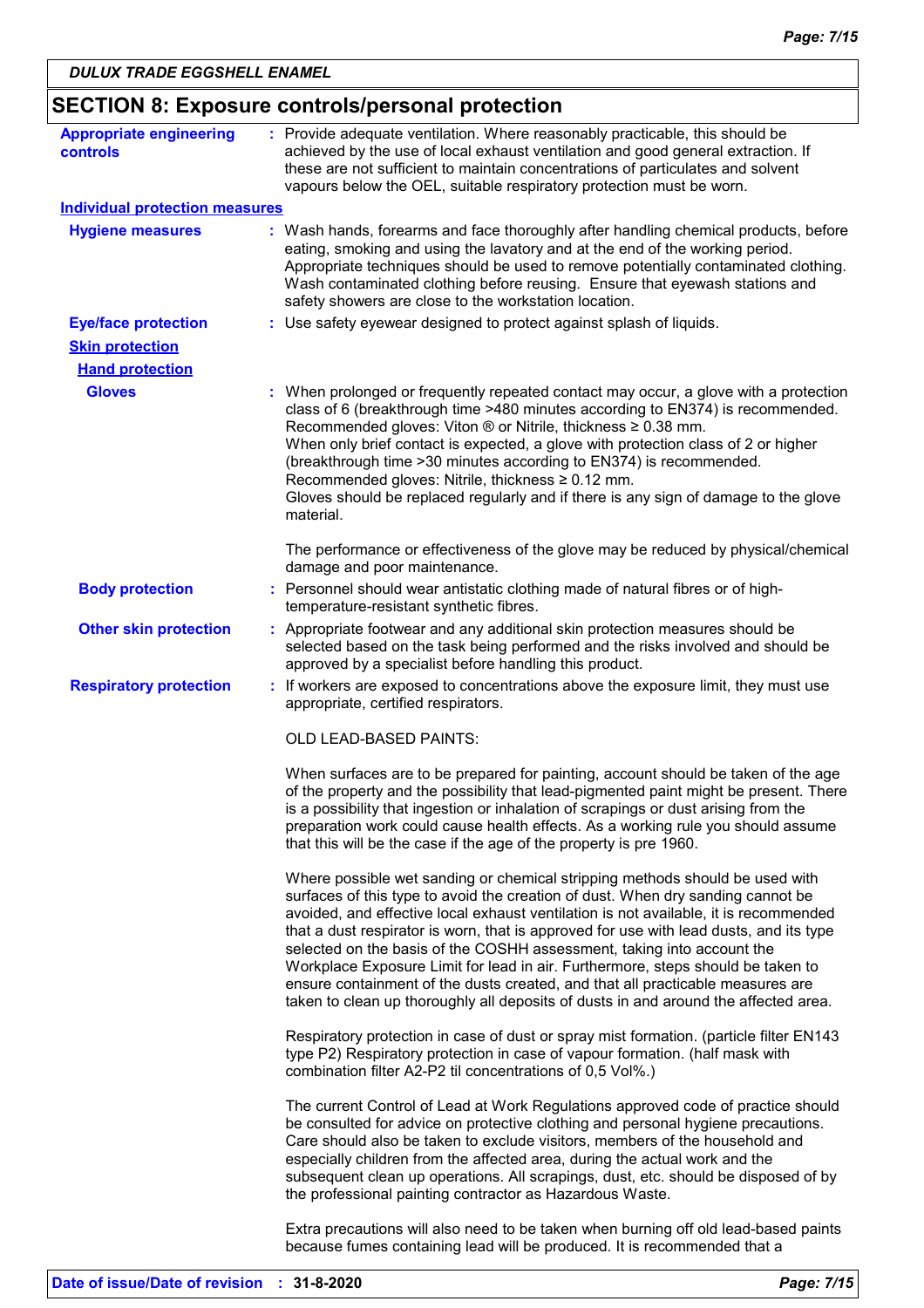DULUX TRADE EGGSHELL ENAMEL

## SECTION 8: Exposure controls/personal protection

**Appropriate engineering controls** : Provide adequate ventilation. Where reasonably practicable, this should be achieved by the use of local exhaust ventilation and good general extraction. If these are not sufficient to maintain concentrations of particulates and solvent vapours below the OEL, suitable respiratory protection must be worn.

### Individual protection measures

**Hygiene measures** : Wash hands, forearms and face thoroughly after handling chemical products, before eating, smoking and using the lavatory and at the end of the working period. Appropriate techniques should be used to remove potentially contaminated clothing. Wash contaminated clothing before reusing. Ensure that eyewash stations and safety showers are close to the workstation location.

**Eye/face protection** : Use safety eyewear designed to protect against splash of liquids.

**Skin protection**

**Hand protection**

**Gloves** : When prolonged or frequently repeated contact may occur, a glove with a protection class of 6 (breakthrough time >480 minutes according to EN374) is recommended. Recommended gloves: Viton ® or Nitrile, thickness ≥ 0.38 mm.
When only brief contact is expected, a glove with protection class of 2 or higher (breakthrough time >30 minutes according to EN374) is recommended.
Recommended gloves: Nitrile, thickness ≥ 0.12 mm.
Gloves should be replaced regularly and if there is any sign of damage to the glove material.

The performance or effectiveness of the glove may be reduced by physical/chemical damage and poor maintenance.

**Body protection** : Personnel should wear antistatic clothing made of natural fibres or of high-temperature-resistant synthetic fibres.

**Other skin protection** : Appropriate footwear and any additional skin protection measures should be selected based on the task being performed and the risks involved and should be approved by a specialist before handling this product.

**Respiratory protection** : If workers are exposed to concentrations above the exposure limit, they must use appropriate, certified respirators.

OLD LEAD-BASED PAINTS:

When surfaces are to be prepared for painting, account should be taken of the age of the property and the possibility that lead-pigmented paint might be present. There is a possibility that ingestion or inhalation of scrapings or dust arising from the preparation work could cause health effects. As a working rule you should assume that this will be the case if the age of the property is pre 1960.

Where possible wet sanding or chemical stripping methods should be used with surfaces of this type to avoid the creation of dust. When dry sanding cannot be avoided, and effective local exhaust ventilation is not available, it is recommended that a dust respirator is worn, that is approved for use with lead dusts, and its type selected on the basis of the COSHH assessment, taking into account the Workplace Exposure Limit for lead in air. Furthermore, steps should be taken to ensure containment of the dusts created, and that all practicable measures are taken to clean up thoroughly all deposits of dusts in and around the affected area.

Respiratory protection in case of dust or spray mist formation. (particle filter EN143 type P2) Respiratory protection in case of vapour formation. (half mask with combination filter A2-P2 til concentrations of 0,5 Vol%.)

The current Control of Lead at Work Regulations approved code of practice should be consulted for advice on protective clothing and personal hygiene precautions. Care should also be taken to exclude visitors, members of the household and especially children from the affected area, during the actual work and the subsequent clean up operations. All scrapings, dust, etc. should be disposed of by the professional painting contractor as Hazardous Waste.

Extra precautions will also need to be taken when burning off old lead-based paints because fumes containing lead will be produced. It is recommended that a

**Date of issue/Date of revision** : **31-8-2020**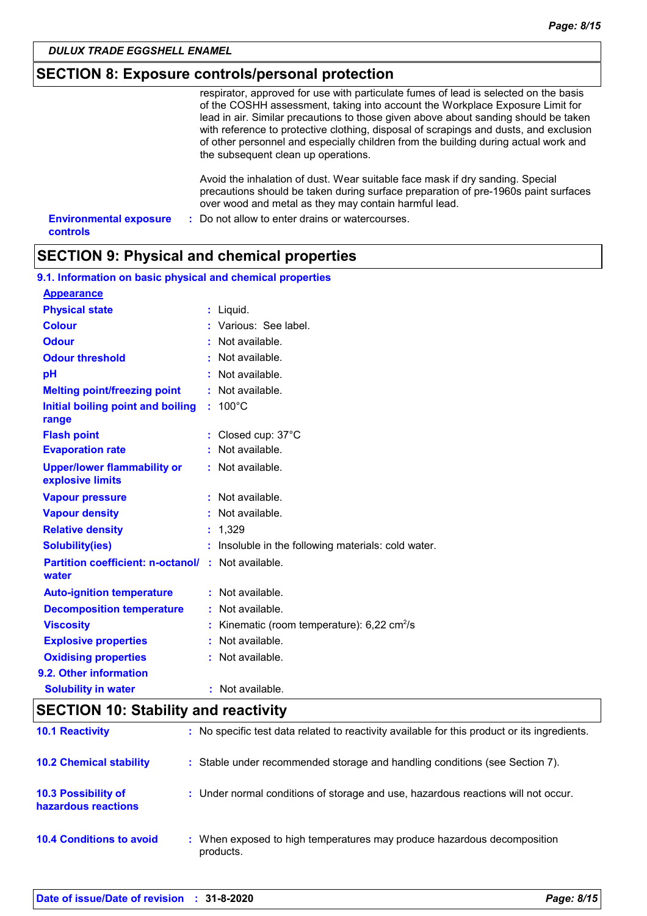## SECTION 8: Exposure controls/personal protection

respirator, approved for use with particulate fumes of lead is selected on the basis of the COSHH assessment, taking into account the Workplace Exposure Limit for lead in air. Similar precautions to those given above about sanding should be taken with reference to protective clothing, disposal of scrapings and dusts, and exclusion of other personnel and especially children from the building during actual work and the subsequent clean up operations.

Avoid the inhalation of dust. Wear suitable face mask if dry sanding. Special precautions should be taken during surface preparation of pre-1960s paint surfaces over wood and metal as they may contain harmful lead.

**Environmental exposure controls** : Do not allow to enter drains or watercourses.

## SECTION 9: Physical and chemical properties

### 9.1. Information on basic physical and chemical properties

**Appearance**

| Property | Value |
|---|---|
| **Physical state** | Liquid. |
| **Colour** | Various: See label. |
| **Odour** | Not available. |
| **Odour threshold** | Not available. |
| **pH** | Not available. |
| **Melting point/freezing point** | Not available. |
| **Initial boiling point and boiling range** | 100°C |
| **Flash point** | Closed cup: 37°C |
| **Evaporation rate** | Not available. |
| **Upper/lower flammability or explosive limits** | Not available. |
| **Vapour pressure** | Not available. |
| **Vapour density** | Not available. |
| **Relative density** | 1,329 |
| **Solubility(ies)** | Insoluble in the following materials: cold water. |
| **Partition coefficient: n-octanol/water** | Not available. |
| **Auto-ignition temperature** | Not available. |
| **Decomposition temperature** | Not available. |
| **Viscosity** | Kinematic (room temperature): 6,22 $cm^2/s$ |
| **Explosive properties** | Not available. |
| **Oxidising properties** | Not available. |

### 9.2. Other information

**Solubility in water** : Not available.

## SECTION 10: Stability and reactivity

**10.1 Reactivity** : No specific test data related to reactivity available for this product or its ingredients.

**10.2 Chemical stability** : Stable under recommended storage and handling conditions (see Section 7).

**10.3 Possibility of hazardous reactions** : Under normal conditions of storage and use, hazardous reactions will not occur.

**10.4 Conditions to avoid** : When exposed to high temperatures may produce hazardous decomposition products.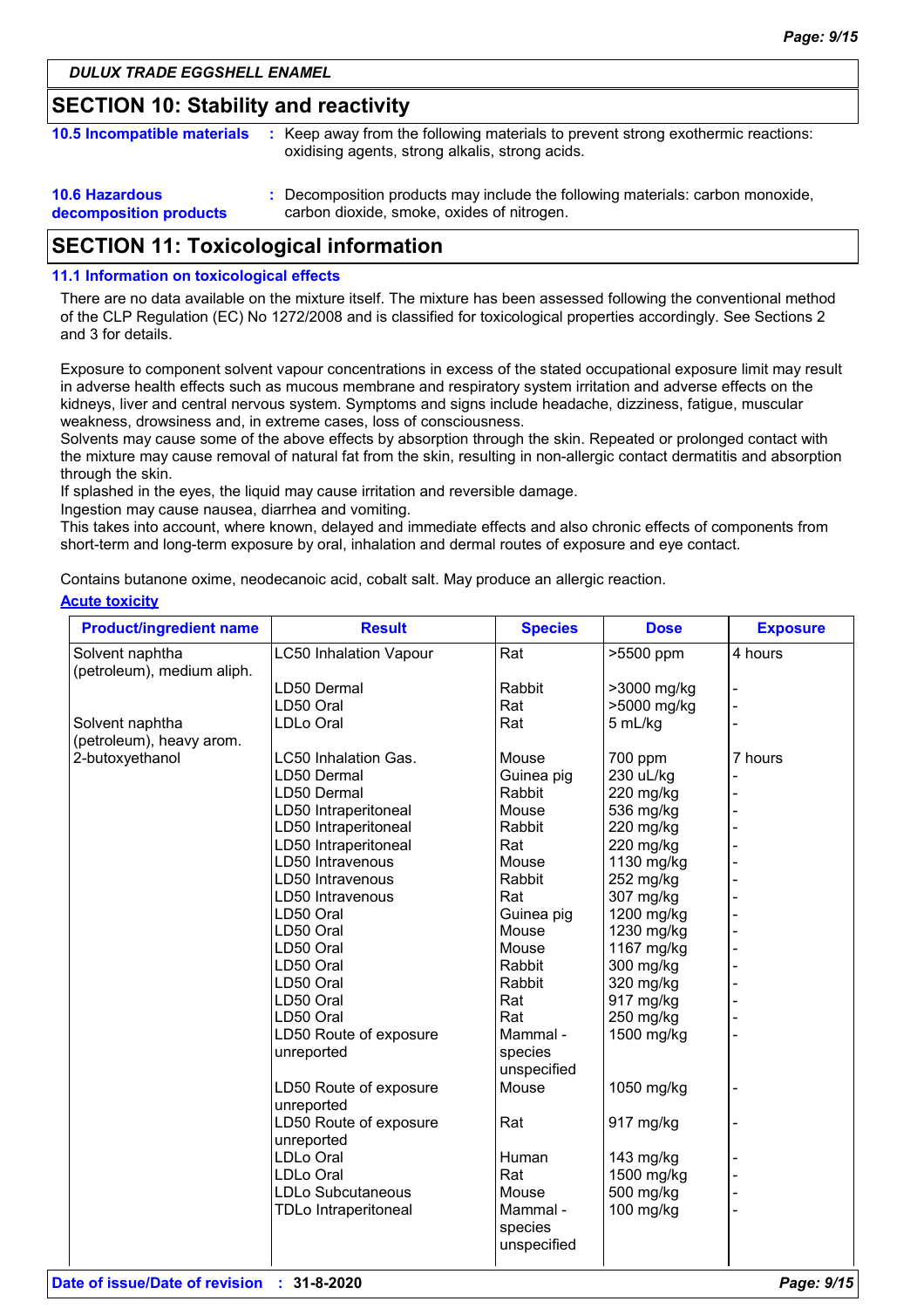**DULUX TRADE EGGSHELL ENAMEL**

## SECTION 10: Stability and reactivity

**10.5 Incompatible materials** : Keep away from the following materials to prevent strong exothermic reactions: oxidising agents, strong alkalis, strong acids.

**10.6 Hazardous decomposition products** : Decomposition products may include the following materials: carbon monoxide, carbon dioxide, smoke, oxides of nitrogen.

## SECTION 11: Toxicological information

### 11.1 Information on toxicological effects

There are no data available on the mixture itself. The mixture has been assessed following the conventional method of the CLP Regulation (EC) No 1272/2008 and is classified for toxicological properties accordingly. See Sections 2 and 3 for details.

Exposure to component solvent vapour concentrations in excess of the stated occupational exposure limit may result in adverse health effects such as mucous membrane and respiratory system irritation and adverse effects on the kidneys, liver and central nervous system. Symptoms and signs include headache, dizziness, fatigue, muscular weakness, drowsiness and, in extreme cases, loss of consciousness.
Solvents may cause some of the above effects by absorption through the skin. Repeated or prolonged contact with the mixture may cause removal of natural fat from the skin, resulting in non-allergic contact dermatitis and absorption through the skin.
If splashed in the eyes, the liquid may cause irritation and reversible damage.
Ingestion may cause nausea, diarrhea and vomiting.
This takes into account, where known, delayed and immediate effects and also chronic effects of components from short-term and long-term exposure by oral, inhalation and dermal routes of exposure and eye contact.

Contains butanone oxime, neodecanoic acid, cobalt salt. May produce an allergic reaction.

**Acute toxicity**

| Product/ingredient name | Result | Species | Dose | Exposure |
|---|---|---|---|---|
| Solvent naphtha (petroleum), medium aliph. | LC50 Inhalation Vapour | Rat | >5500 ppm | 4 hours |
| | LD50 Dermal | Rabbit | >3000 mg/kg | - |
| | LD50 Oral | Rat | >5000 mg/kg | - |
| Solvent naphtha (petroleum), heavy arom. | LDLo Oral | Rat | 5 mL/kg | - |
| 2-butoxyethanol | LC50 Inhalation Gas. | Mouse | 700 ppm | 7 hours |
| | LD50 Dermal | Guinea pig | 230 uL/kg | - |
| | LD50 Dermal | Rabbit | 220 mg/kg | - |
| | LD50 Intraperitoneal | Mouse | 536 mg/kg | - |
| | LD50 Intraperitoneal | Rabbit | 220 mg/kg | - |
| | LD50 Intraperitoneal | Rat | 220 mg/kg | - |
| | LD50 Intravenous | Mouse | 1130 mg/kg | - |
| | LD50 Intravenous | Rabbit | 252 mg/kg | - |
| | LD50 Intravenous | Rat | 307 mg/kg | - |
| | LD50 Oral | Guinea pig | 1200 mg/kg | - |
| | LD50 Oral | Mouse | 1230 mg/kg | - |
| | LD50 Oral | Mouse | 1167 mg/kg | - |
| | LD50 Oral | Rabbit | 300 mg/kg | - |
| | LD50 Oral | Rabbit | 320 mg/kg | - |
| | LD50 Oral | Rat | 917 mg/kg | - |
| | LD50 Oral | Rat | 250 mg/kg | - |
| | LD50 Route of exposure unreported | Mammal - species unspecified | 1500 mg/kg | - |
| | LD50 Route of exposure unreported | Mouse | 1050 mg/kg | - |
| | LD50 Route of exposure unreported | Rat | 917 mg/kg | - |
| | LDLo Oral | Human | 143 mg/kg | - |
| | LDLo Oral | Rat | 1500 mg/kg | - |
| | LDLo Subcutaneous | Mouse | 500 mg/kg | - |
| | TDLo Intraperitoneal | Mammal - species unspecified | 100 mg/kg | - |

**Date of issue/Date of revision** : **31-8-2020**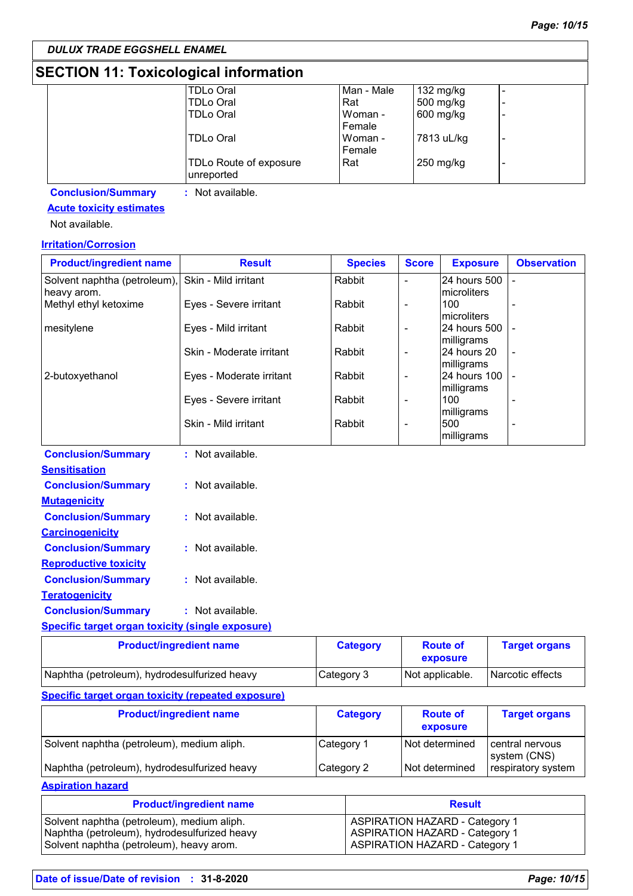## SECTION 11: Toxicological information

| | | | | |
|---|---|---|---|---|
| | TDLo Oral | Man - Male | 132 mg/kg | - |
| | TDLo Oral | Rat | 500 mg/kg | - |
| | TDLo Oral | Woman - Female | 600 mg/kg | - |
| | TDLo Oral | Woman - Female | 7813 uL/kg | - |
| | TDLo Route of exposure unreported | Rat | 250 mg/kg | - |

**Conclusion/Summary** : Not available.

**Acute toxicity estimates**

Not available.

**Irritation/Corrosion**

| Product/ingredient name | Result | Species | Score | Exposure | Observation |
|---|---|---|---|---|---|
| Solvent naphtha (petroleum), heavy arom. | Skin - Mild irritant | Rabbit | - | 24 hours 500 microliters | - |
| Methyl ethyl ketoxime | Eyes - Severe irritant | Rabbit | - | 100 microliters | - |
| mesitylene | Eyes - Mild irritant | Rabbit | - | 24 hours 500 milligrams | - |
| | Skin - Moderate irritant | Rabbit | - | 24 hours 20 milligrams | - |
| 2-butoxyethanol | Eyes - Moderate irritant | Rabbit | - | 24 hours 100 milligrams | - |
| | Eyes - Severe irritant | Rabbit | - | 100 milligrams | - |
| | Skin - Mild irritant | Rabbit | - | 500 milligrams | - |

**Conclusion/Summary** : Not available.

**Sensitisation**

**Conclusion/Summary** : Not available.

**Mutagenicity**

**Conclusion/Summary** : Not available.

**Carcinogenicity**

**Conclusion/Summary** : Not available.

**Reproductive toxicity**

**Conclusion/Summary** : Not available.

**Teratogenicity**

**Conclusion/Summary** : Not available.

**Specific target organ toxicity (single exposure)**

| Product/ingredient name | Category | Route of exposure | Target organs |
|---|---|---|---|
| Naphtha (petroleum), hydrodesulfurized heavy | Category 3 | Not applicable. | Narcotic effects |

**Specific target organ toxicity (repeated exposure)**

| Product/ingredient name | Category | Route of exposure | Target organs |
|---|---|---|---|
| Solvent naphtha (petroleum), medium aliph. | Category 1 | Not determined | central nervous system (CNS) |
| Naphtha (petroleum), hydrodesulfurized heavy | Category 2 | Not determined | respiratory system |

**Aspiration hazard**

| Product/ingredient name | Result |
|---|---|
| Solvent naphtha (petroleum), medium aliph. | ASPIRATION HAZARD - Category 1 |
| Naphtha (petroleum), hydrodesulfurized heavy | ASPIRATION HAZARD - Category 1 |
| Solvent naphtha (petroleum), heavy arom. | ASPIRATION HAZARD - Category 1 |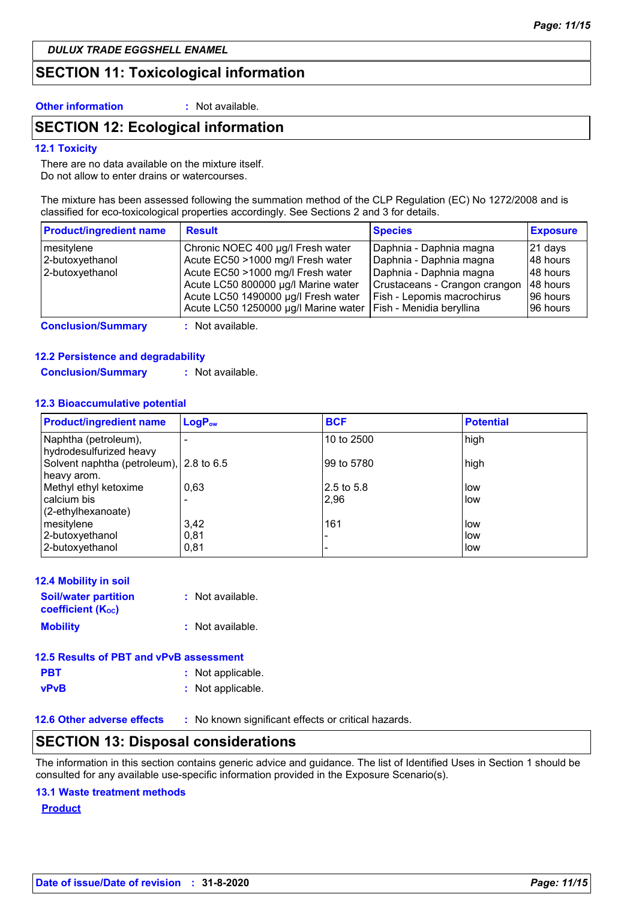DULUX TRADE EGGSHELL ENAMEL

## SECTION 11: Toxicological information

**Other information** : Not available.

## SECTION 12: Ecological information

### 12.1 Toxicity

There are no data available on the mixture itself.
Do not allow to enter drains or watercourses.

The mixture has been assessed following the summation method of the CLP Regulation (EC) No 1272/2008 and is classified for eco-toxicological properties accordingly. See Sections 2 and 3 for details.

| Product/ingredient name | Result | Species | Exposure |
|---|---|---|---|
| mesitylene | Chronic NOEC 400 µg/l Fresh water | Daphnia - Daphnia magna | 21 days |
| 2-butoxyethanol | Acute EC50 >1000 mg/l Fresh water | Daphnia - Daphnia magna | 48 hours |
| 2-butoxyethanol | Acute EC50 >1000 mg/l Fresh water | Daphnia - Daphnia magna | 48 hours |
| | Acute LC50 800000 µg/l Marine water | Crustaceans - Crangon crangon | 48 hours |
| | Acute LC50 1490000 µg/l Fresh water | Fish - Lepomis macrochirus | 96 hours |
| | Acute LC50 1250000 µg/l Marine water | Fish - Menidia beryllina | 96 hours |

**Conclusion/Summary** : Not available.

### 12.2 Persistence and degradability

**Conclusion/Summary** : Not available.

### 12.3 Bioaccumulative potential

| Product/ingredient name | $LogP_{ow}$ | BCF | Potential |
|---|---|---|---|
| Naphtha (petroleum), hydrodesulfurized heavy | - | 10 to 2500 | high |
| Solvent naphtha (petroleum), heavy arom. | 2.8 to 6.5 | 99 to 5780 | high |
| Methyl ethyl ketoxime | 0,63 | 2.5 to 5.8 | low |
| calcium bis (2-ethylhexanoate) | - | 2,96 | low |
| mesitylene | 3,42 | 161 | low |
| 2-butoxyethanol | 0,81 | - | low |
| 2-butoxyethanol | 0,81 | - | low |

### 12.4 Mobility in soil

**Soil/water partition coefficient ($K_{OC}$)** : Not available.

**Mobility** : Not available.

### 12.5 Results of PBT and vPvB assessment

**PBT** : Not applicable.

**vPvB** : Not applicable.

### 12.6 Other adverse effects : No known significant effects or critical hazards.

## SECTION 13: Disposal considerations

The information in this section contains generic advice and guidance. The list of Identified Uses in Section 1 should be consulted for any available use-specific information provided in the Exposure Scenario(s).

### 13.1 Waste treatment methods

**Product**

**Date of issue/Date of revision** : **31-8-2020**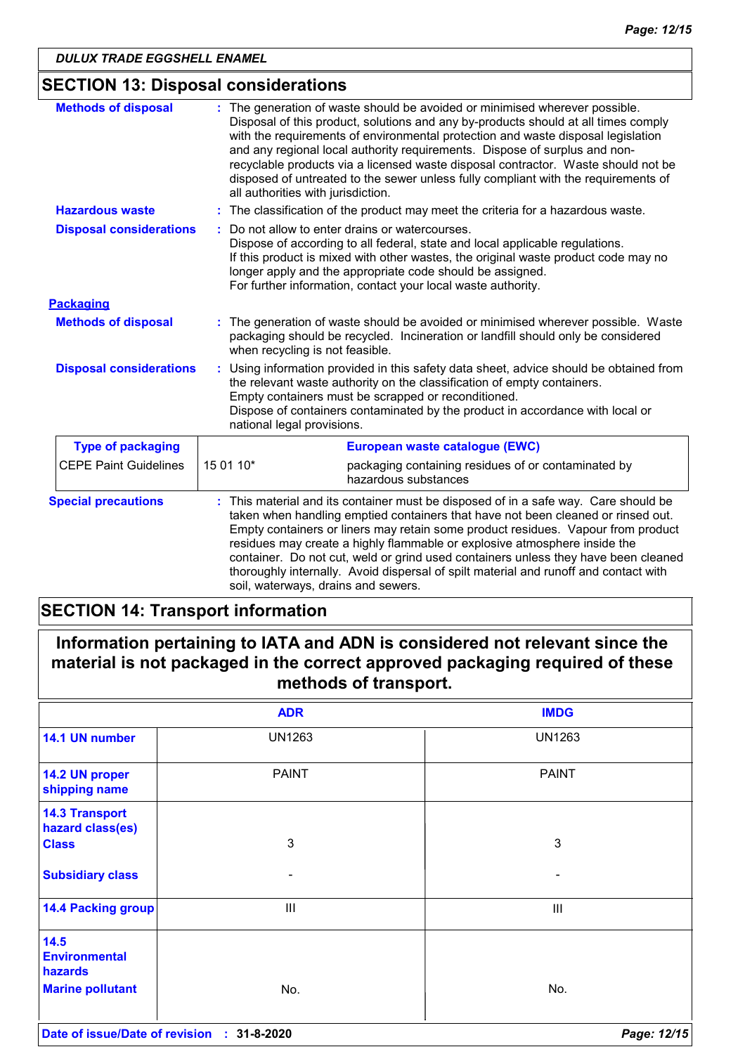DULUX TRADE EGGSHELL ENAMEL

## SECTION 13: Disposal considerations

**Methods of disposal** : The generation of waste should be avoided or minimised wherever possible. Disposal of this product, solutions and any by-products should at all times comply with the requirements of environmental protection and waste disposal legislation and any regional local authority requirements. Dispose of surplus and non-recyclable products via a licensed waste disposal contractor. Waste should not be disposed of untreated to the sewer unless fully compliant with the requirements of all authorities with jurisdiction.

**Hazardous waste** : The classification of the product may meet the criteria for a hazardous waste.

**Disposal considerations** : Do not allow to enter drains or watercourses.
Dispose of according to all federal, state and local applicable regulations.
If this product is mixed with other wastes, the original waste product code may no longer apply and the appropriate code should be assigned.
For further information, contact your local waste authority.

**Packaging**

**Methods of disposal** : The generation of waste should be avoided or minimised wherever possible. Waste packaging should be recycled. Incineration or landfill should only be considered when recycling is not feasible.

**Disposal considerations** : Using information provided in this safety data sheet, advice should be obtained from the relevant waste authority on the classification of empty containers.
Empty containers must be scrapped or reconditioned.
Dispose of containers contaminated by the product in accordance with local or national legal provisions.

| Type of packaging | European waste catalogue (EWC) | |
|---|---|---|
| CEPE Paint Guidelines | 15 01 10* | packaging containing residues of or contaminated by hazardous substances |

**Special precautions** : This material and its container must be disposed of in a safe way. Care should be taken when handling emptied containers that have not been cleaned or rinsed out. Empty containers or liners may retain some product residues. Vapour from product residues may create a highly flammable or explosive atmosphere inside the container. Do not cut, weld or grind used containers unless they have been cleaned thoroughly internally. Avoid dispersal of spilt material and runoff and contact with soil, waterways, drains and sewers.

## SECTION 14: Transport information

**Information pertaining to IATA and ADN is considered not relevant since the material is not packaged in the correct approved packaging required of these methods of transport.**

| | ADR | IMDG |
|---|---|---|
| 14.1 UN number | UN1263 | UN1263 |
| 14.2 UN proper shipping name | PAINT | PAINT |
| 14.3 Transport hazard class(es) Class | 3 | 3 |
| Subsidiary class | - | - |
| 14.4 Packing group | III | III |
| 14.5 Environmental hazards Marine pollutant | No. | No. |

**Date of issue/Date of revision** : 31-8-2020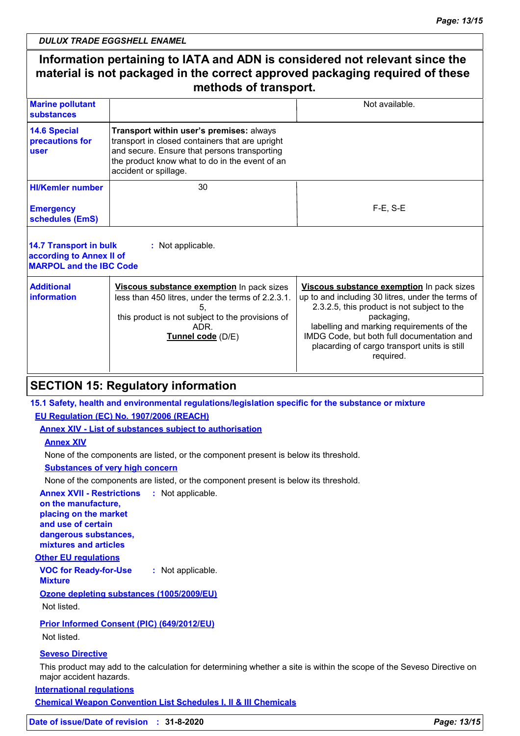**DULUX TRADE EGGSHELL ENAMEL**

**Information pertaining to IATA and ADN is considered not relevant since the material is not packaged in the correct approved packaging required of these methods of transport.**

| | | |
|---|---|---|
| **Marine pollutant substances** | | Not available. |
| **14.6 Special precautions for user** | **Transport within user's premises:** always transport in closed containers that are upright and secure. Ensure that persons transporting the product know what to do in the event of an accident or spillage. | |
| **HI/Kemler number** | 30 | |
| **Emergency schedules (EmS)** | | F-E, S-E |

**14.7 Transport in bulk according to Annex II of MARPOL and the IBC Code** : Not applicable.

| | | |
|---|---|---|
| **Additional information** | **Viscous substance exemption** In pack sizes less than 450 litres, under the terms of 2.2.3.1.5, this product is not subject to the provisions of ADR. **Tunnel code** (D/E) | **Viscous substance exemption** In pack sizes up to and including 30 litres, under the terms of 2.3.2.5, this product is not subject to the packaging, labelling and marking requirements of the IMDG Code, but both full documentation and placarding of cargo transport units is still required. |

## SECTION 15: Regulatory information

**15.1 Safety, health and environmental regulations/legislation specific for the substance or mixture**

**EU Regulation (EC) No. 1907/2006 (REACH)**

**Annex XIV - List of substances subject to authorisation**

**Annex XIV**

None of the components are listed, or the component present is below its threshold.

**Substances of very high concern**

None of the components are listed, or the component present is below its threshold.

**Annex XVII - Restrictions on the manufacture, placing on the market and use of certain dangerous substances, mixtures and articles** : Not applicable.

**Other EU regulations**

**VOC for Ready-for-Use Mixture** : Not applicable.

**Ozone depleting substances (1005/2009/EU)**

Not listed.

**Prior Informed Consent (PIC) (649/2012/EU)**

Not listed.

**Seveso Directive**

This product may add to the calculation for determining whether a site is within the scope of the Seveso Directive on major accident hazards.

**International regulations**

**Chemical Weapon Convention List Schedules I, II & III Chemicals**

**Date of issue/Date of revision** : **31-8-2020**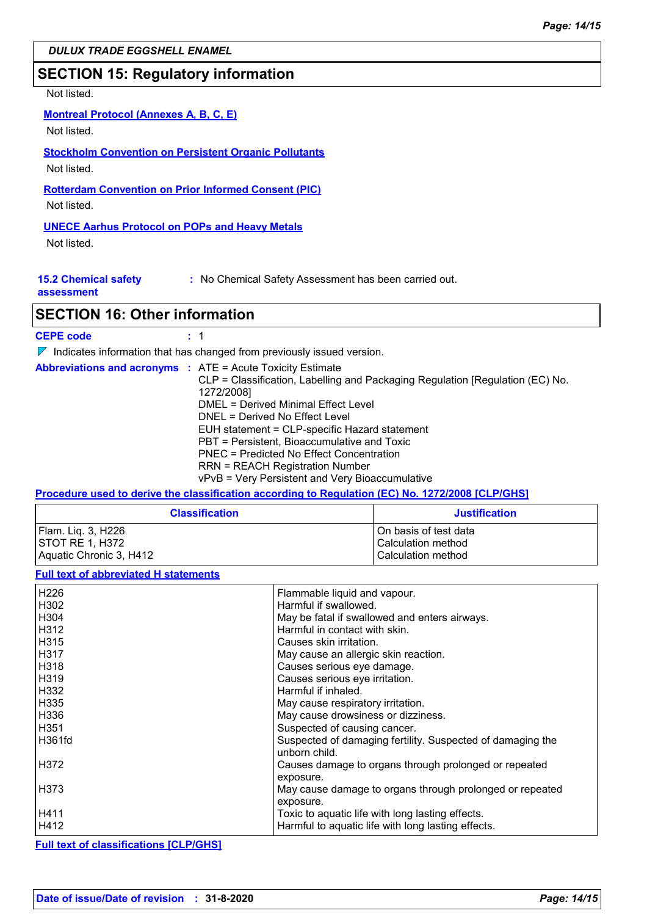## SECTION 15: Regulatory information

Not listed.

**Montreal Protocol (Annexes A, B, C, E)**

Not listed.

**Stockholm Convention on Persistent Organic Pollutants**

Not listed.

**Rotterdam Convention on Prior Informed Consent (PIC)**

Not listed.

**UNECE Aarhus Protocol on POPs and Heavy Metals**

Not listed.

**15.2 Chemical safety assessment** : No Chemical Safety Assessment has been carried out.

## SECTION 16: Other information

**CEPE code** : 1

◤ Indicates information that has changed from previously issued version.

**Abbreviations and acronyms** :
ATE = Acute Toxicity Estimate
CLP = Classification, Labelling and Packaging Regulation [Regulation (EC) No. 1272/2008]
DMEL = Derived Minimal Effect Level
DNEL = Derived No Effect Level
EUH statement = CLP-specific Hazard statement
PBT = Persistent, Bioaccumulative and Toxic
PNEC = Predicted No Effect Concentration
RRN = REACH Registration Number
vPvB = Very Persistent and Very Bioaccumulative

**Procedure used to derive the classification according to Regulation (EC) No. 1272/2008 [CLP/GHS]**

| Classification | Justification |
|---|---|
| Flam. Liq. 3, H226 | On basis of test data |
| STOT RE 1, H372 | Calculation method |
| Aquatic Chronic 3, H412 | Calculation method |

**Full text of abbreviated H statements**

| | |
|---|---|
| H226 | Flammable liquid and vapour. |
| H302 | Harmful if swallowed. |
| H304 | May be fatal if swallowed and enters airways. |
| H312 | Harmful in contact with skin. |
| H315 | Causes skin irritation. |
| H317 | May cause an allergic skin reaction. |
| H318 | Causes serious eye damage. |
| H319 | Causes serious eye irritation. |
| H332 | Harmful if inhaled. |
| H335 | May cause respiratory irritation. |
| H336 | May cause drowsiness or dizziness. |
| H351 | Suspected of causing cancer. |
| H361fd | Suspected of damaging fertility. Suspected of damaging the unborn child. |
| H372 | Causes damage to organs through prolonged or repeated exposure. |
| H373 | May cause damage to organs through prolonged or repeated exposure. |
| H411 | Toxic to aquatic life with long lasting effects. |
| H412 | Harmful to aquatic life with long lasting effects. |

**Full text of classifications [CLP/GHS]**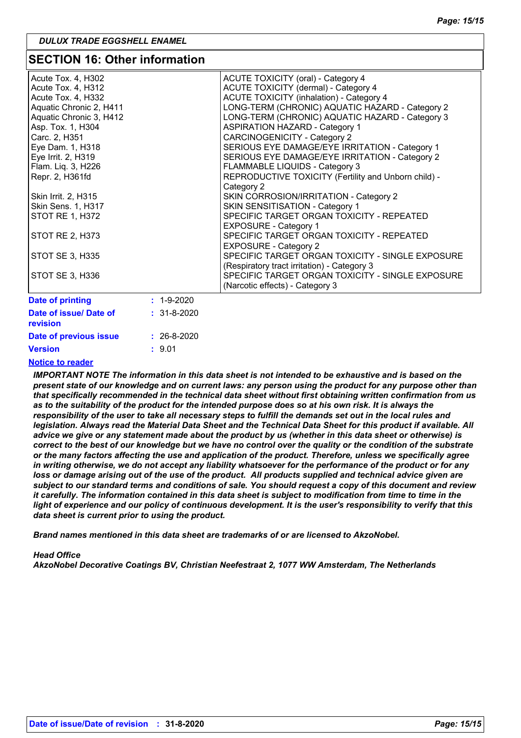## SECTION 16: Other information

| | |
|---|---|
| Acute Tox. 4, H302 | ACUTE TOXICITY (oral) - Category 4 |
| Acute Tox. 4, H312 | ACUTE TOXICITY (dermal) - Category 4 |
| Acute Tox. 4, H332 | ACUTE TOXICITY (inhalation) - Category 4 |
| Aquatic Chronic 2, H411 | LONG-TERM (CHRONIC) AQUATIC HAZARD - Category 2 |
| Aquatic Chronic 3, H412 | LONG-TERM (CHRONIC) AQUATIC HAZARD - Category 3 |
| Asp. Tox. 1, H304 | ASPIRATION HAZARD - Category 1 |
| Carc. 2, H351 | CARCINOGENICITY - Category 2 |
| Eye Dam. 1, H318 | SERIOUS EYE DAMAGE/EYE IRRITATION - Category 1 |
| Eye Irrit. 2, H319 | SERIOUS EYE DAMAGE/EYE IRRITATION - Category 2 |
| Flam. Liq. 3, H226 | FLAMMABLE LIQUIDS - Category 3 |
| Repr. 2, H361fd | REPRODUCTIVE TOXICITY (Fertility and Unborn child) - Category 2 |
| Skin Irrit. 2, H315 | SKIN CORROSION/IRRITATION - Category 2 |
| Skin Sens. 1, H317 | SKIN SENSITISATION - Category 1 |
| STOT RE 1, H372 | SPECIFIC TARGET ORGAN TOXICITY - REPEATED EXPOSURE - Category 1 |
| STOT RE 2, H373 | SPECIFIC TARGET ORGAN TOXICITY - REPEATED EXPOSURE - Category 2 |
| STOT SE 3, H335 | SPECIFIC TARGET ORGAN TOXICITY - SINGLE EXPOSURE (Respiratory tract irritation) - Category 3 |
| STOT SE 3, H336 | SPECIFIC TARGET ORGAN TOXICITY - SINGLE EXPOSURE (Narcotic effects) - Category 3 |

**Date of printing** : 1-9-2020

**Date of issue/ Date of revision** : 31-8-2020

**Date of previous issue** : 26-8-2020

**Version** : 9.01

**Notice to reader**

***IMPORTANT NOTE The information in this data sheet is not intended to be exhaustive and is based on the present state of our knowledge and on current laws: any person using the product for any purpose other than that specifically recommended in the technical data sheet without first obtaining written confirmation from us as to the suitability of the product for the intended purpose does so at his own risk. It is always the responsibility of the user to take all necessary steps to fulfill the demands set out in the local rules and legislation. Always read the Material Data Sheet and the Technical Data Sheet for this product if available. All advice we give or any statement made about the product by us (whether in this data sheet or otherwise) is correct to the best of our knowledge but we have no control over the quality or the condition of the substrate or the many factors affecting the use and application of the product. Therefore, unless we specifically agree in writing otherwise, we do not accept any liability whatsoever for the performance of the product or for any loss or damage arising out of the use of the product. All products supplied and technical advice given are subject to our standard terms and conditions of sale. You should request a copy of this document and review it carefully. The information contained in this data sheet is subject to modification from time to time in the light of experience and our policy of continuous development. It is the user's responsibility to verify that this data sheet is current prior to using the product.***

***Brand names mentioned in this data sheet are trademarks of or are licensed to AkzoNobel.***

***Head Office***
***AkzoNobel Decorative Coatings BV, Christian Neefestraat 2, 1077 WW Amsterdam, The Netherlands***